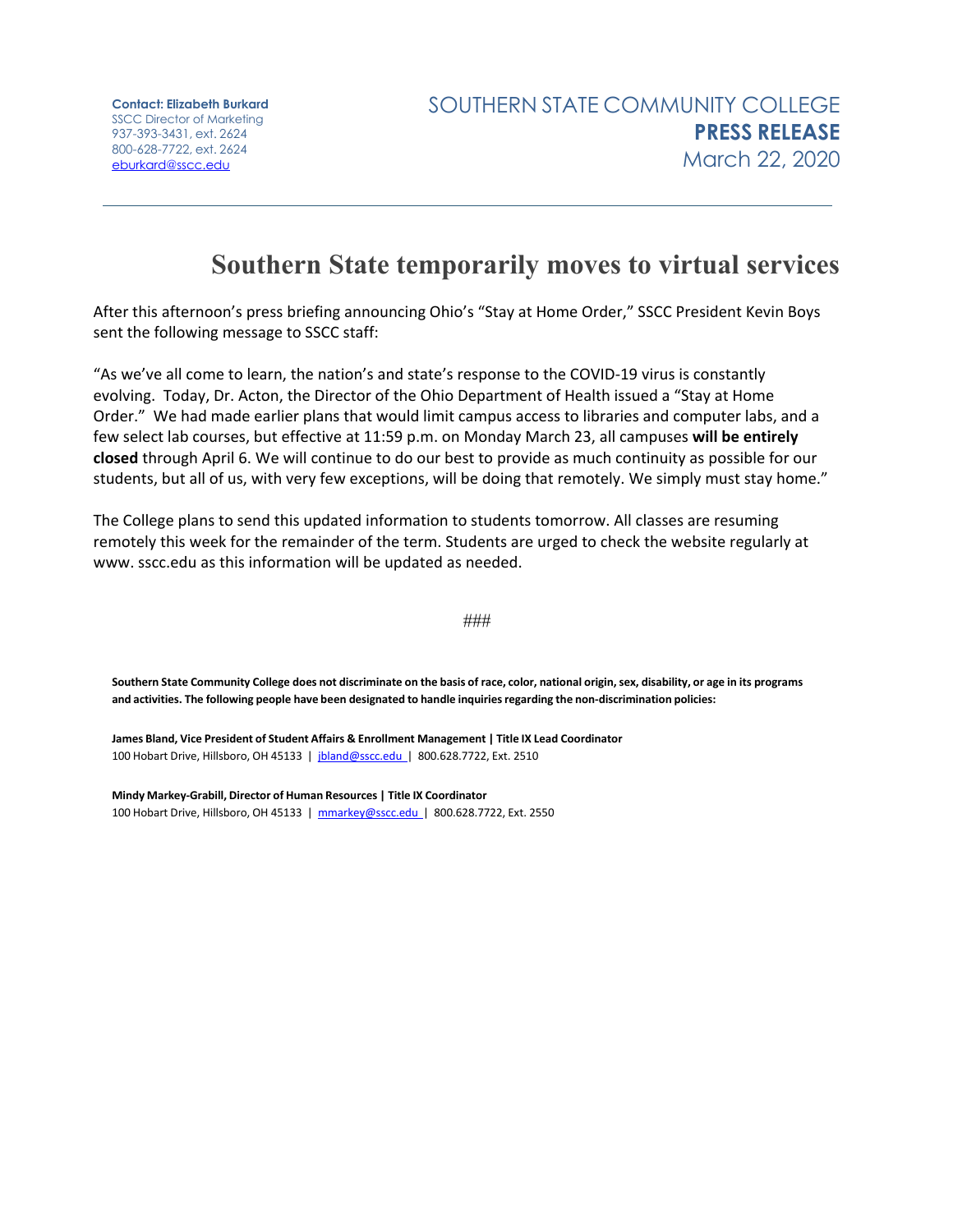**Contact: Elizabeth Burkard**
SSCC Director of Marketing
937-393-3431, ext. 2624
800-628-7722, ext. 2624
eburkard@sscc.edu

SOUTHERN STATE COMMUNITY COLLEGE
**PRESS RELEASE**
March 22, 2020

# Southern State temporarily moves to virtual services

After this afternoon's press briefing announcing Ohio's "Stay at Home Order," SSCC President Kevin Boys sent the following message to SSCC staff:

"As we've all come to learn, the nation's and state's response to the COVID-19 virus is constantly evolving. Today, Dr. Acton, the Director of the Ohio Department of Health issued a "Stay at Home Order." We had made earlier plans that would limit campus access to libraries and computer labs, and a few select lab courses, but effective at 11:59 p.m. on Monday March 23, all campuses **will be entirely closed** through April 6. We will continue to do our best to provide as much continuity as possible for our students, but all of us, with very few exceptions, will be doing that remotely. We simply must stay home."

The College plans to send this updated information to students tomorrow. All classes are resuming remotely this week for the remainder of the term. Students are urged to check the website regularly at www. sscc.edu as this information will be updated as needed.

###

**Southern State Community College does not discriminate on the basis of race, color, national origin, sex, disability, or age in its programs and activities. The following people have been designated to handle inquiries regarding the non-discrimination policies:**

**James Bland, Vice President of Student Affairs & Enrollment Management | Title IX Lead Coordinator**
100 Hobart Drive, Hillsboro, OH 45133 | jbland@sscc.edu | 800.628.7722, Ext. 2510

**Mindy Markey-Grabill, Director of Human Resources | Title IX Coordinator**
100 Hobart Drive, Hillsboro, OH 45133 | mmarkey@sscc.edu | 800.628.7722, Ext. 2550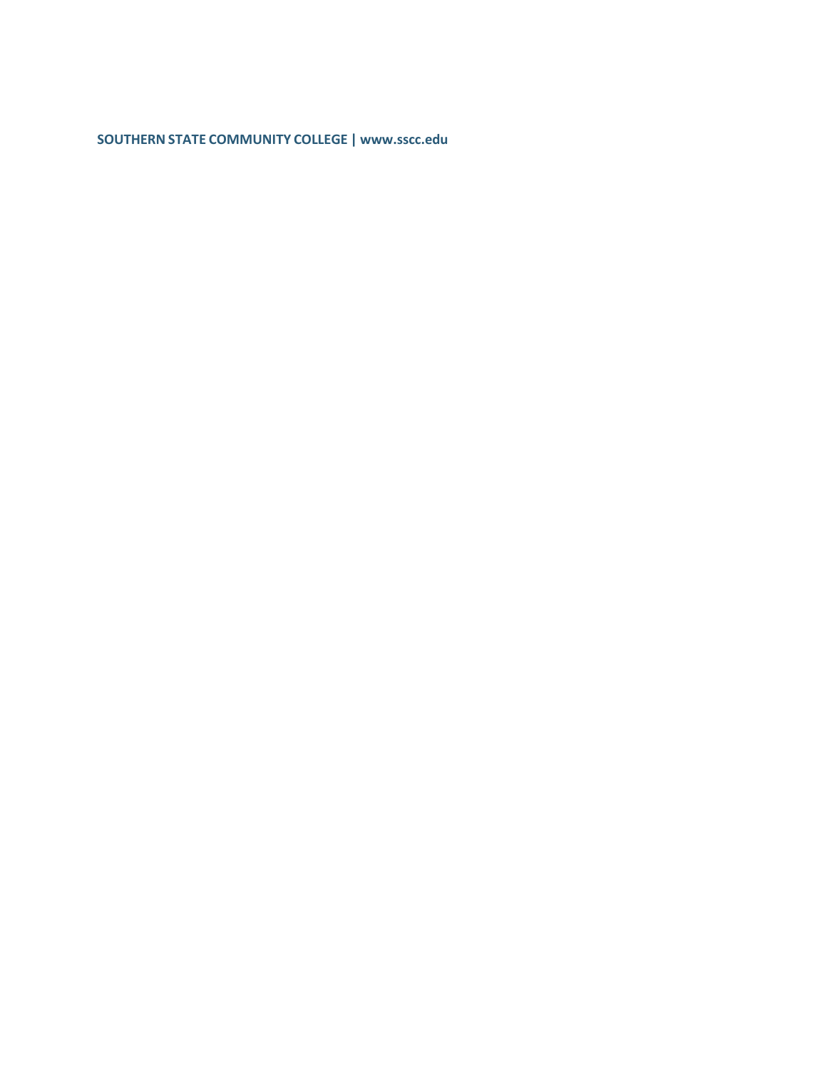**SOUTHERN STATE COMMUNITY COLLEGE | www.sscc.edu**